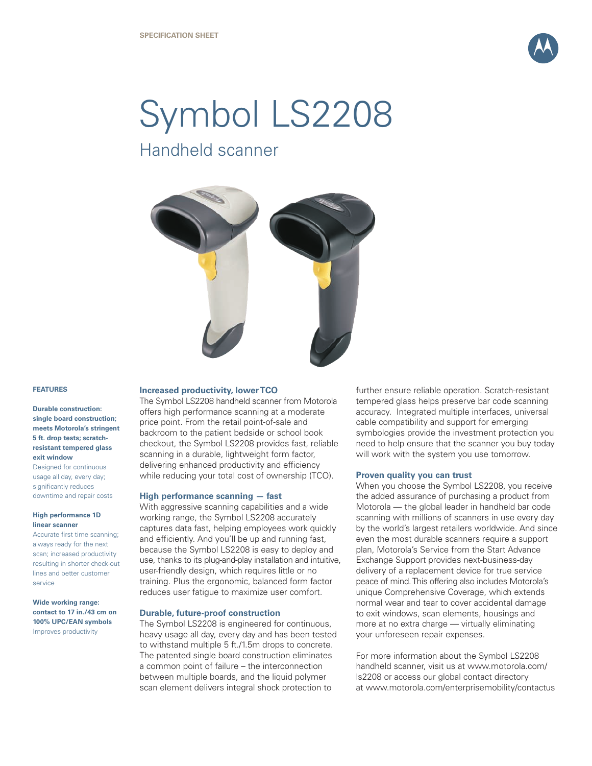SPECIFICATION SHEET

# Symbol LS2208

## Handheld scanner

### FEATURES

**Durable construction: single board construction; meets Motorola's stringent 5 ft. drop tests; scratch-resistant tempered glass exit window**
Designed for continuous usage all day, every day; significantly reduces downtime and repair costs

**High performance 1D linear scanner**
Accurate first time scanning; always ready for the next scan; increased productivity resulting in shorter check-out lines and better customer service

**Wide working range: contact to 17 in./43 cm on 100% UPC/EAN symbols**
Improves productivity

### Increased productivity, lower TCO

The Symbol LS2208 handheld scanner from Motorola offers high performance scanning at a moderate price point. From the retail point-of-sale and backroom to the patient bedside or school book checkout, the Symbol LS2208 provides fast, reliable scanning in a durable, lightweight form factor, delivering enhanced productivity and efficiency while reducing your total cost of ownership (TCO).

### High performance scanning — fast

With aggressive scanning capabilities and a wide working range, the Symbol LS2208 accurately captures data fast, helping employees work quickly and efficiently. And you'll be up and running fast, because the Symbol LS2208 is easy to deploy and use, thanks to its plug-and-play installation and intuitive, user-friendly design, which requires little or no training. Plus the ergonomic, balanced form factor reduces user fatigue to maximize user comfort.

### Durable, future-proof construction

The Symbol LS2208 is engineered for continuous, heavy usage all day, every day and has been tested to withstand multiple 5 ft./1.5m drops to concrete. The patented single board construction eliminates a common point of failure – the interconnection between multiple boards, and the liquid polymer scan element delivers integral shock protection to further ensure reliable operation. Scratch-resistant tempered glass helps preserve bar code scanning accuracy. Integrated multiple interfaces, universal cable compatibility and support for emerging symbologies provide the investment protection you need to help ensure that the scanner you buy today will work with the system you use tomorrow.

### Proven quality you can trust

When you choose the Symbol LS2208, you receive the added assurance of purchasing a product from Motorola — the global leader in handheld bar code scanning with millions of scanners in use every day by the world's largest retailers worldwide. And since even the most durable scanners require a support plan, Motorola's Service from the Start Advance Exchange Support provides next-business-day delivery of a replacement device for true service peace of mind. This offering also includes Motorola's unique Comprehensive Coverage, which extends normal wear and tear to cover accidental damage to exit windows, scan elements, housings and more at no extra charge — virtually eliminating your unforeseen repair expenses.

For more information about the Symbol LS2208 handheld scanner, visit us at www.motorola.com/ls2208 or access our global contact directory at www.motorola.com/enterprisemobility/contactus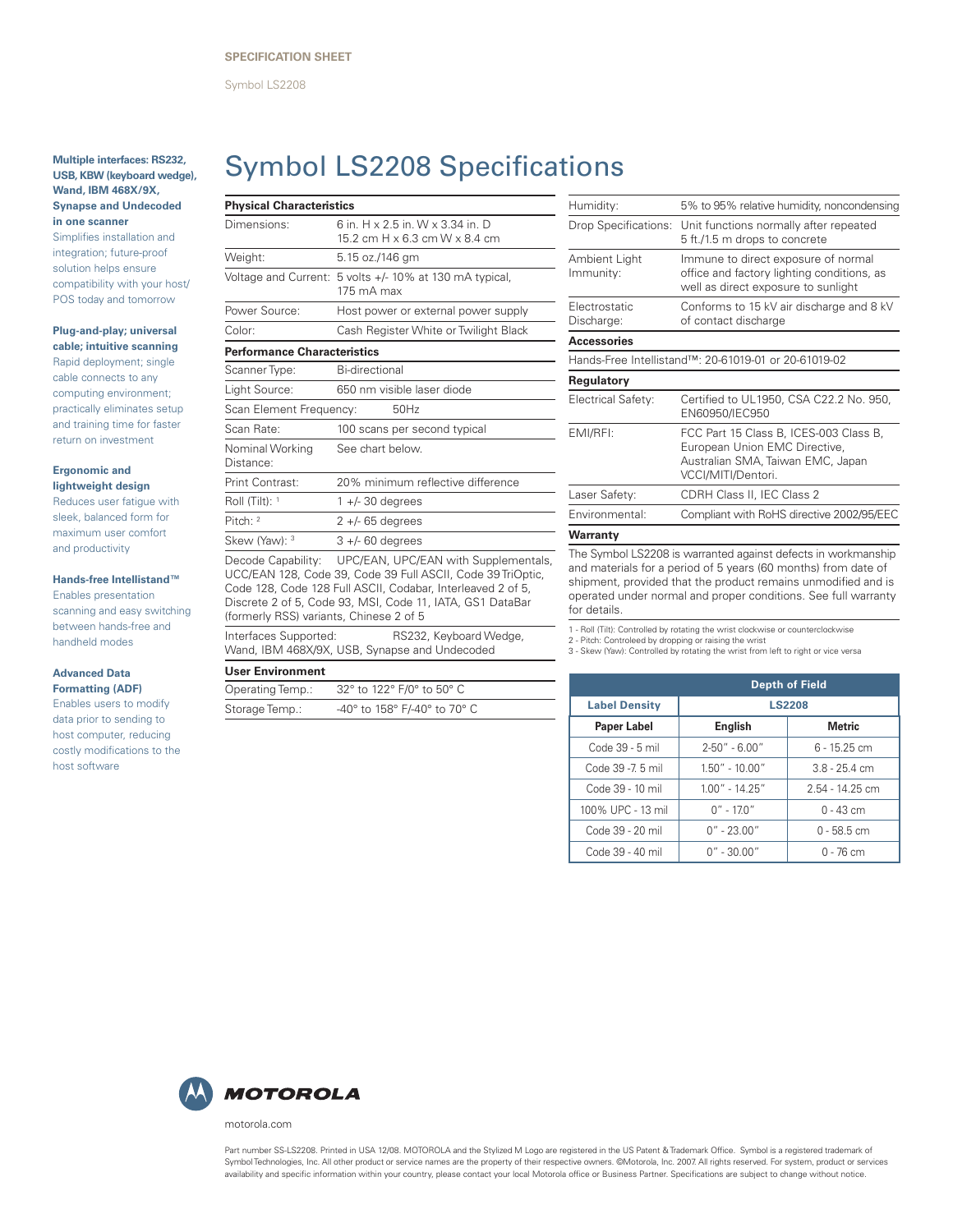**Multiple interfaces: RS232, USB, KBW (keyboard wedge), Wand, IBM 468X/9X, Synapse and Undecoded in one scanner**
Simplifies installation and integration; future-proof solution helps ensure compatibility with your host/POS today and tomorrow

**Plug-and-play; universal cable; intuitive scanning**
Rapid deployment; single cable connects to any computing environment; practically eliminates setup and training time for faster return on investment

**Ergonomic and lightweight design**
Reduces user fatigue with sleek, balanced form for maximum user comfort and productivity

**Hands-free Intellistand™**
Enables presentation scanning and easy switching between hands-free and handheld modes

**Advanced Data Formatting (ADF)**
Enables users to modify data prior to sending to host computer, reducing costly modifications to the host software

# Symbol LS2208 Specifications

| Physical Characteristics | |
|---|---|
| Dimensions: | 6 in. H x 2.5 in. W x 3.34 in. D<br>15.2 cm H x 6.3 cm W x 8.4 cm |
| Weight: | 5.15 oz./146 gm |
| Voltage and Current: | 5 volts +/- 10% at 130 mA typical, 175 mA max |
| Power Source: | Host power or external power supply |
| Color: | Cash Register White or Twilight Black |

| Performance Characteristics | |
|---|---|
| Scanner Type: | Bi-directional |
| Light Source: | 650 nm visible laser diode |
| Scan Element Frequency: | 50Hz |
| Scan Rate: | 100 scans per second typical |
| Nominal Working Distance: | See chart below. |
| Print Contrast: | 20% minimum reflective difference |
| Roll (Tilt): [1] | 1 +/- 30 degrees |
| Pitch: [2] | 2 +/- 65 degrees |
| Skew (Yaw): [3] | 3 +/- 60 degrees |
| Decode Capability: | UPC/EAN, UPC/EAN with Supplementals, UCC/EAN 128, Code 39, Code 39 Full ASCII, Code 39 TriOptic, Code 128, Code 128 Full ASCII, Codabar, Interleaved 2 of 5, Discrete 2 of 5, Code 93, MSI, Code 11, IATA, GS1 DataBar (formerly RSS) variants, Chinese 2 of 5 |
| Interfaces Supported: | RS232, Keyboard Wedge, Wand, IBM 468X/9X, USB, Synapse and Undecoded |

| User Environment | |
|---|---|
| Operating Temp.: | 32° to 122° F/0° to 50° C |
| Storage Temp.: | -40° to 158° F/-40° to 70° C |
| Humidity: | 5% to 95% relative humidity, noncondensing |
| Drop Specifications: | Unit functions normally after repeated 5 ft./1.5 m drops to concrete |
| Ambient Light Immunity: | Immune to direct exposure of normal office and factory lighting conditions, as well as direct exposure to sunlight |
| Electrostatic Discharge: | Conforms to 15 kV air discharge and 8 kV of contact discharge |

**Accessories**

Hands-Free Intellistand™: 20-61019-01 or 20-61019-02

| Regulatory | |
|---|---|
| Electrical Safety: | Certified to UL1950, CSA C22.2 No. 950, EN60950/IEC950 |
| EMI/RFI: | FCC Part 15 Class B, ICES-003 Class B, European Union EMC Directive, Australian SMA, Taiwan EMC, Japan VCCI/MITI/Dentori. |
| Laser Safety: | CDRH Class II, IEC Class 2 |
| Environmental: | Compliant with RoHS directive 2002/95/EEC |

**Warranty**

The Symbol LS2208 is warranted against defects in workmanship and materials for a period of 5 years (60 months) from date of shipment, provided that the product remains unmodified and is operated under normal and proper conditions. See full warranty for details.

1 - Roll (Tilt): Controlled by rotating the wrist clockwise or counterclockwise
2 - Pitch: Controleed by dropping or raising the wrist
3 - Skew (Yaw): Controlled by rotating the wrist from left to right or vice versa

| | Depth of Field | |
|---|---|---|
| **Label Density** | **LS2208** | |
| **Paper Label** | **English** | **Metric** |
| Code 39 - 5 mil | 2-50" - 6.00" | 6 - 15.25 cm |
| Code 39 -7. 5 mil | 1.50" - 10.00" | 3.8 - 25.4 cm |
| Code 39 - 10 mil | 1.00" - 14.25" | 2.54 - 14.25 cm |
| 100% UPC - 13 mil | 0" - 17.0" | 0 - 43 cm |
| Code 39 - 20 mil | 0" - 23.00" | 0 - 58.5 cm |
| Code 39 - 40 mil | 0" - 30.00" | 0 - 76 cm |

MOTOROLA

motorola.com

Part number SS-LS2208. Printed in USA 12/08. MOTOROLA and the Stylized M Logo are registered in the US Patent & Trademark Office. Symbol is a registered trademark of Symbol Technologies, Inc. All other product or service names are the property of their respective owners. ©Motorola, Inc. 2007. All rights reserved. For system, product or services availability and specific information within your country, please contact your local Motorola office or Business Partner. Specifications are subject to change without notice.